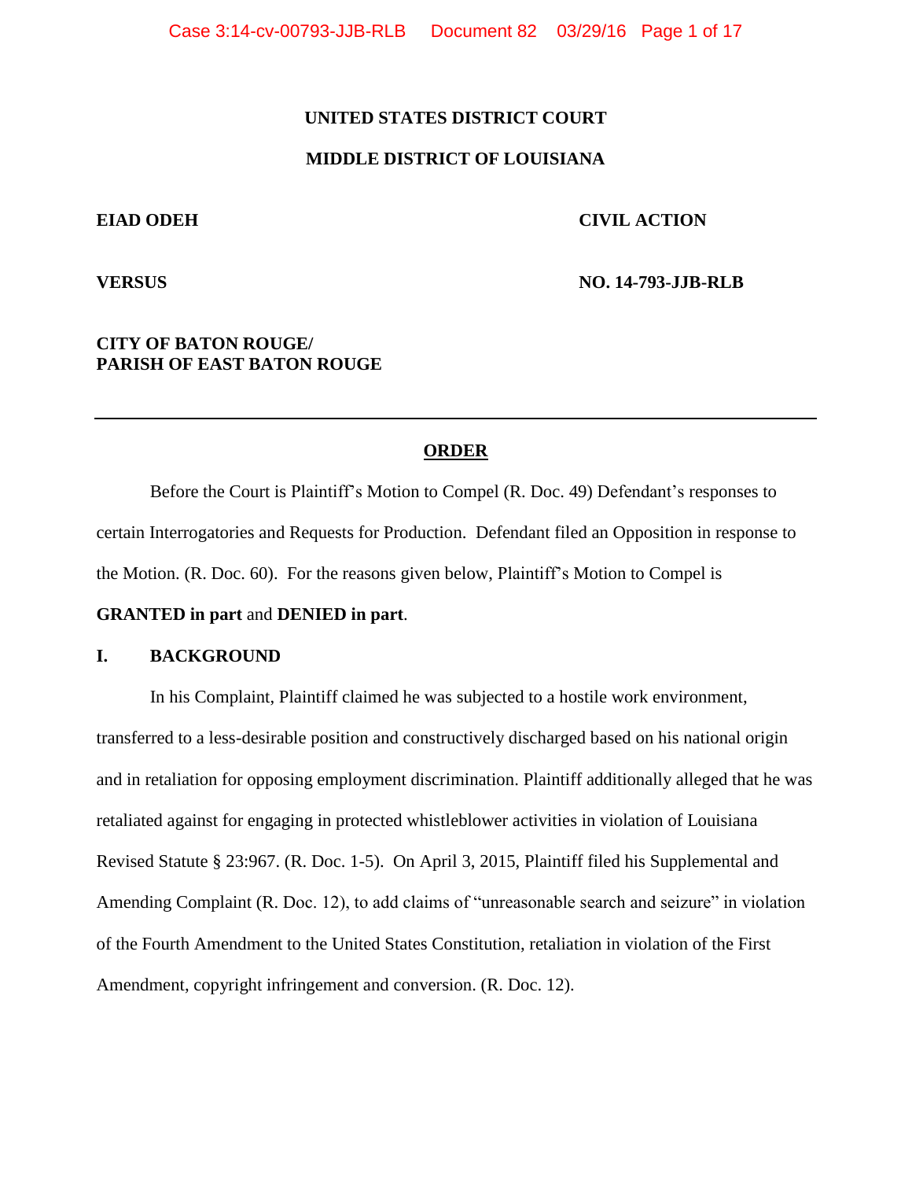**UNITED STATES DISTRICT COURT**

**MIDDLE DISTRICT OF LOUISIANA**

| | |
|---|---|
| **EIAD ODEH** | **CIVIL ACTION** |
| **VERSUS** | **NO. 14-793-JJB-RLB** |
| **CITY OF BATON ROUGE/ PARISH OF EAST BATON ROUGE** | |

---

## ORDER

Before the Court is Plaintiff's Motion to Compel (R. Doc. 49) Defendant's responses to certain Interrogatories and Requests for Production. Defendant filed an Opposition in response to the Motion. (R. Doc. 60). For the reasons given below, Plaintiff's Motion to Compel is **GRANTED in part** and **DENIED in part**.

## I. BACKGROUND

In his Complaint, Plaintiff claimed he was subjected to a hostile work environment, transferred to a less-desirable position and constructively discharged based on his national origin and in retaliation for opposing employment discrimination. Plaintiff additionally alleged that he was retaliated against for engaging in protected whistleblower activities in violation of Louisiana Revised Statute § 23:967. (R. Doc. 1-5). On April 3, 2015, Plaintiff filed his Supplemental and Amending Complaint (R. Doc. 12), to add claims of "unreasonable search and seizure" in violation of the Fourth Amendment to the United States Constitution, retaliation in violation of the First Amendment, copyright infringement and conversion. (R. Doc. 12).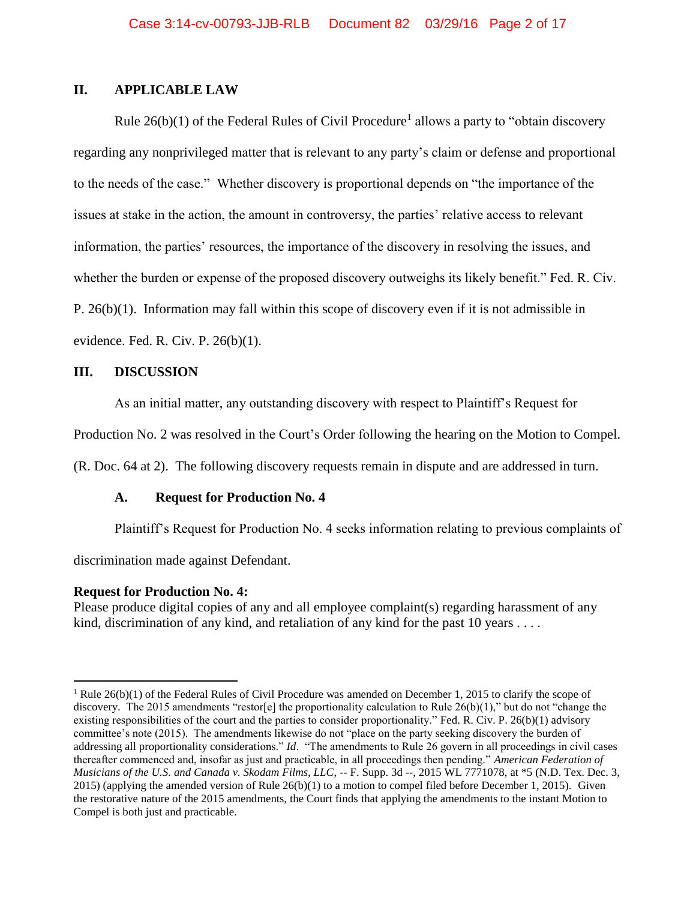## II. APPLICABLE LAW

Rule 26(b)(1) of the Federal Rules of Civil Procedure[1] allows a party to "obtain discovery regarding any nonprivileged matter that is relevant to any party's claim or defense and proportional to the needs of the case." Whether discovery is proportional depends on "the importance of the issues at stake in the action, the amount in controversy, the parties' relative access to relevant information, the parties' resources, the importance of the discovery in resolving the issues, and whether the burden or expense of the proposed discovery outweighs its likely benefit." Fed. R. Civ. P. 26(b)(1). Information may fall within this scope of discovery even if it is not admissible in evidence. Fed. R. Civ. P. 26(b)(1).

## III. DISCUSSION

As an initial matter, any outstanding discovery with respect to Plaintiff's Request for Production No. 2 was resolved in the Court's Order following the hearing on the Motion to Compel. (R. Doc. 64 at 2). The following discovery requests remain in dispute and are addressed in turn.

### A. Request for Production No. 4

Plaintiff's Request for Production No. 4 seeks information relating to previous complaints of discrimination made against Defendant.

**Request for Production No. 4:**
Please produce digital copies of any and all employee complaint(s) regarding harassment of any kind, discrimination of any kind, and retaliation of any kind for the past 10 years . . . .

---

[1] Rule 26(b)(1) of the Federal Rules of Civil Procedure was amended on December 1, 2015 to clarify the scope of discovery. The 2015 amendments "restor[e] the proportionality calculation to Rule 26(b)(1)," but do not "change the existing responsibilities of the court and the parties to consider proportionality." Fed. R. Civ. P. 26(b)(1) advisory committee's note (2015). The amendments likewise do not "place on the party seeking discovery the burden of addressing all proportionality considerations." *Id*. "The amendments to Rule 26 govern in all proceedings in civil cases thereafter commenced and, insofar as just and practicable, in all proceedings then pending." *American Federation of Musicians of the U.S. and Canada v. Skodam Films, LLC*, -- F. Supp. 3d --, 2015 WL 7771078, at *5 (N.D. Tex. Dec. 3, 2015) (applying the amended version of Rule 26(b)(1) to a motion to compel filed before December 1, 2015). Given the restorative nature of the 2015 amendments, the Court finds that applying the amendments to the instant Motion to Compel is both just and practicable.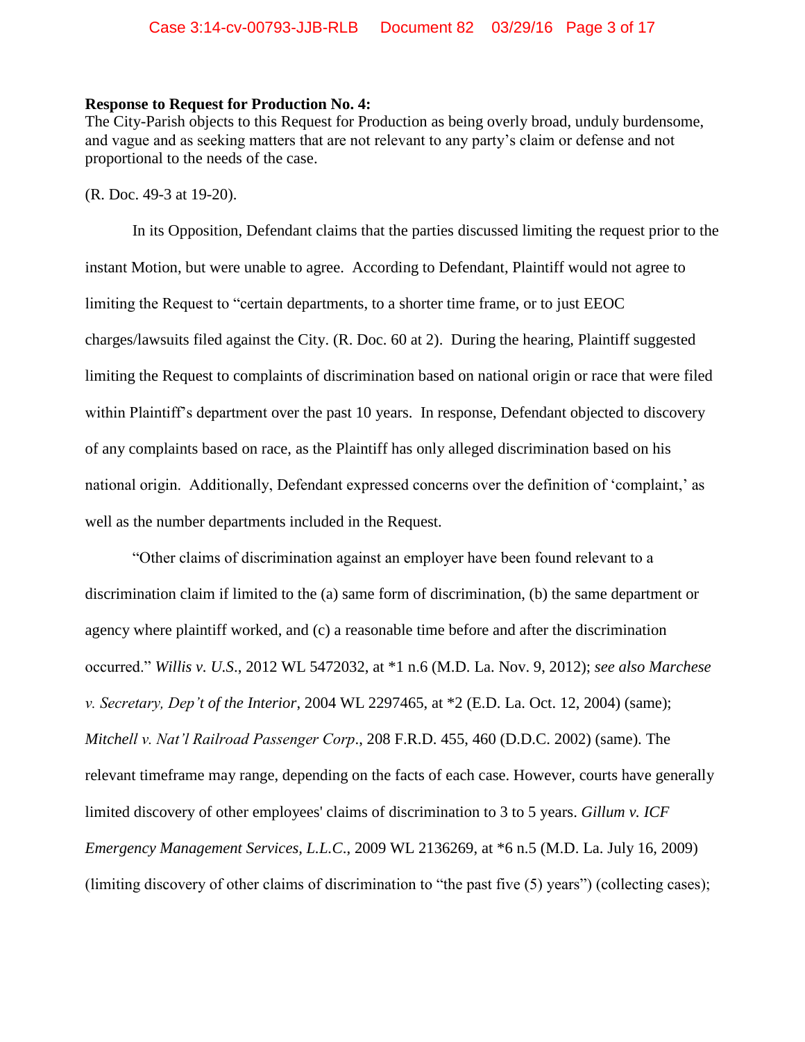**Response to Request for Production No. 4:**
The City-Parish objects to this Request for Production as being overly broad, unduly burdensome, and vague and as seeking matters that are not relevant to any party's claim or defense and not proportional to the needs of the case.

(R. Doc. 49-3 at 19-20).

In its Opposition, Defendant claims that the parties discussed limiting the request prior to the instant Motion, but were unable to agree. According to Defendant, Plaintiff would not agree to limiting the Request to "certain departments, to a shorter time frame, or to just EEOC charges/lawsuits filed against the City. (R. Doc. 60 at 2). During the hearing, Plaintiff suggested limiting the Request to complaints of discrimination based on national origin or race that were filed within Plaintiff's department over the past 10 years. In response, Defendant objected to discovery of any complaints based on race, as the Plaintiff has only alleged discrimination based on his national origin. Additionally, Defendant expressed concerns over the definition of 'complaint,' as well as the number departments included in the Request.

"Other claims of discrimination against an employer have been found relevant to a discrimination claim if limited to the (a) same form of discrimination, (b) the same department or agency where plaintiff worked, and (c) a reasonable time before and after the discrimination occurred." *Willis v. U.S*., 2012 WL 5472032, at *1 n.6 (M.D. La. Nov. 9, 2012); *see also Marchese v. Secretary, Dep't of the Interior*, 2004 WL 2297465, at *2 (E.D. La. Oct. 12, 2004) (same); *Mitchell v. Nat'l Railroad Passenger Corp*., 208 F.R.D. 455, 460 (D.D.C. 2002) (same). The relevant timeframe may range, depending on the facts of each case. However, courts have generally limited discovery of other employees' claims of discrimination to 3 to 5 years. *Gillum v. ICF Emergency Management Services, L.L.C*., 2009 WL 2136269, at *6 n.5 (M.D. La. July 16, 2009) (limiting discovery of other claims of discrimination to "the past five (5) years") (collecting cases);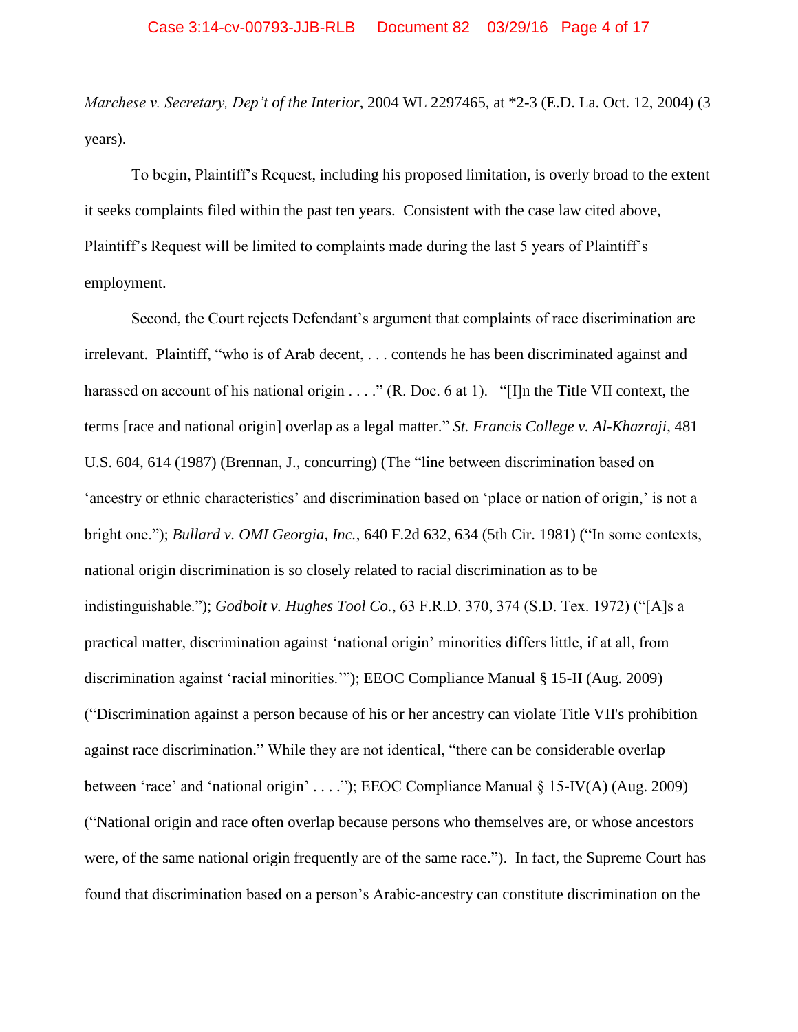*Marchese v. Secretary, Dep't of the Interior*, 2004 WL 2297465, at *2-3 (E.D. La. Oct. 12, 2004) (3 years).

To begin, Plaintiff's Request, including his proposed limitation, is overly broad to the extent it seeks complaints filed within the past ten years. Consistent with the case law cited above, Plaintiff's Request will be limited to complaints made during the last 5 years of Plaintiff's employment.

Second, the Court rejects Defendant's argument that complaints of race discrimination are irrelevant. Plaintiff, "who is of Arab decent, . . . contends he has been discriminated against and harassed on account of his national origin . . . ." (R. Doc. 6 at 1). "[I]n the Title VII context, the terms [race and national origin] overlap as a legal matter." *St. Francis College v. Al-Khazraji*, 481 U.S. 604, 614 (1987) (Brennan, J., concurring) (The "line between discrimination based on 'ancestry or ethnic characteristics' and discrimination based on 'place or nation of origin,' is not a bright one."); *Bullard v. OMI Georgia, Inc.*, 640 F.2d 632, 634 (5th Cir. 1981) ("In some contexts, national origin discrimination is so closely related to racial discrimination as to be indistinguishable."); *Godbolt v. Hughes Tool Co.*, 63 F.R.D. 370, 374 (S.D. Tex. 1972) ("[A]s a practical matter, discrimination against 'national origin' minorities differs little, if at all, from discrimination against 'racial minorities.'"); EEOC Compliance Manual § 15-II (Aug. 2009) ("Discrimination against a person because of his or her ancestry can violate Title VII's prohibition against race discrimination." While they are not identical, "there can be considerable overlap between 'race' and 'national origin' . . . ."); EEOC Compliance Manual § 15-IV(A) (Aug. 2009) ("National origin and race often overlap because persons who themselves are, or whose ancestors were, of the same national origin frequently are of the same race."). In fact, the Supreme Court has found that discrimination based on a person's Arabic-ancestry can constitute discrimination on the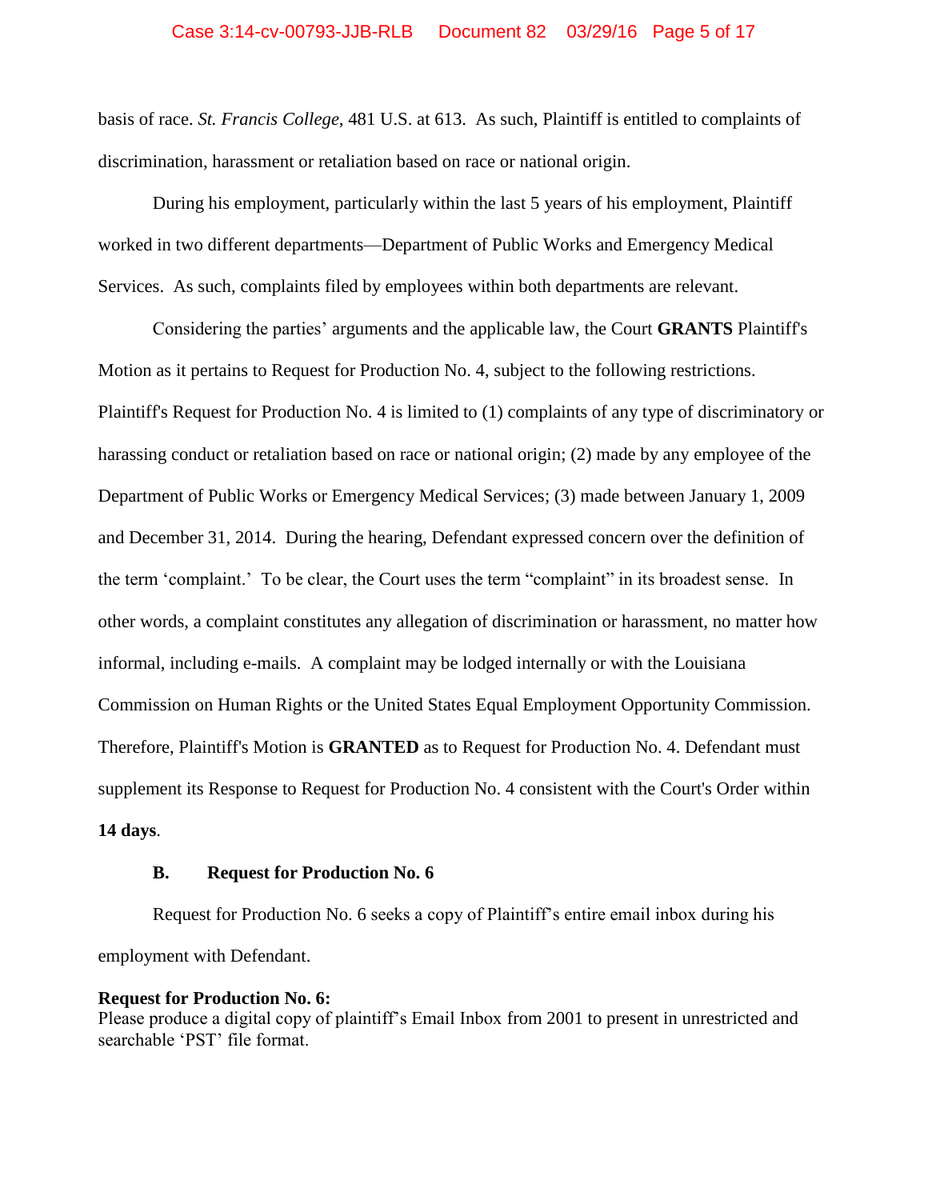basis of race. *St. Francis College*, 481 U.S. at 613. As such, Plaintiff is entitled to complaints of discrimination, harassment or retaliation based on race or national origin.

During his employment, particularly within the last 5 years of his employment, Plaintiff worked in two different departments—Department of Public Works and Emergency Medical Services. As such, complaints filed by employees within both departments are relevant.

Considering the parties' arguments and the applicable law, the Court **GRANTS** Plaintiff's Motion as it pertains to Request for Production No. 4, subject to the following restrictions. Plaintiff's Request for Production No. 4 is limited to (1) complaints of any type of discriminatory or harassing conduct or retaliation based on race or national origin; (2) made by any employee of the Department of Public Works or Emergency Medical Services; (3) made between January 1, 2009 and December 31, 2014. During the hearing, Defendant expressed concern over the definition of the term 'complaint.' To be clear, the Court uses the term "complaint" in its broadest sense. In other words, a complaint constitutes any allegation of discrimination or harassment, no matter how informal, including e-mails. A complaint may be lodged internally or with the Louisiana Commission on Human Rights or the United States Equal Employment Opportunity Commission. Therefore, Plaintiff's Motion is **GRANTED** as to Request for Production No. 4. Defendant must supplement its Response to Request for Production No. 4 consistent with the Court's Order within **14 days**.

### B. Request for Production No. 6

Request for Production No. 6 seeks a copy of Plaintiff's entire email inbox during his employment with Defendant.

**Request for Production No. 6:**
Please produce a digital copy of plaintiff's Email Inbox from 2001 to present in unrestricted and searchable 'PST' file format.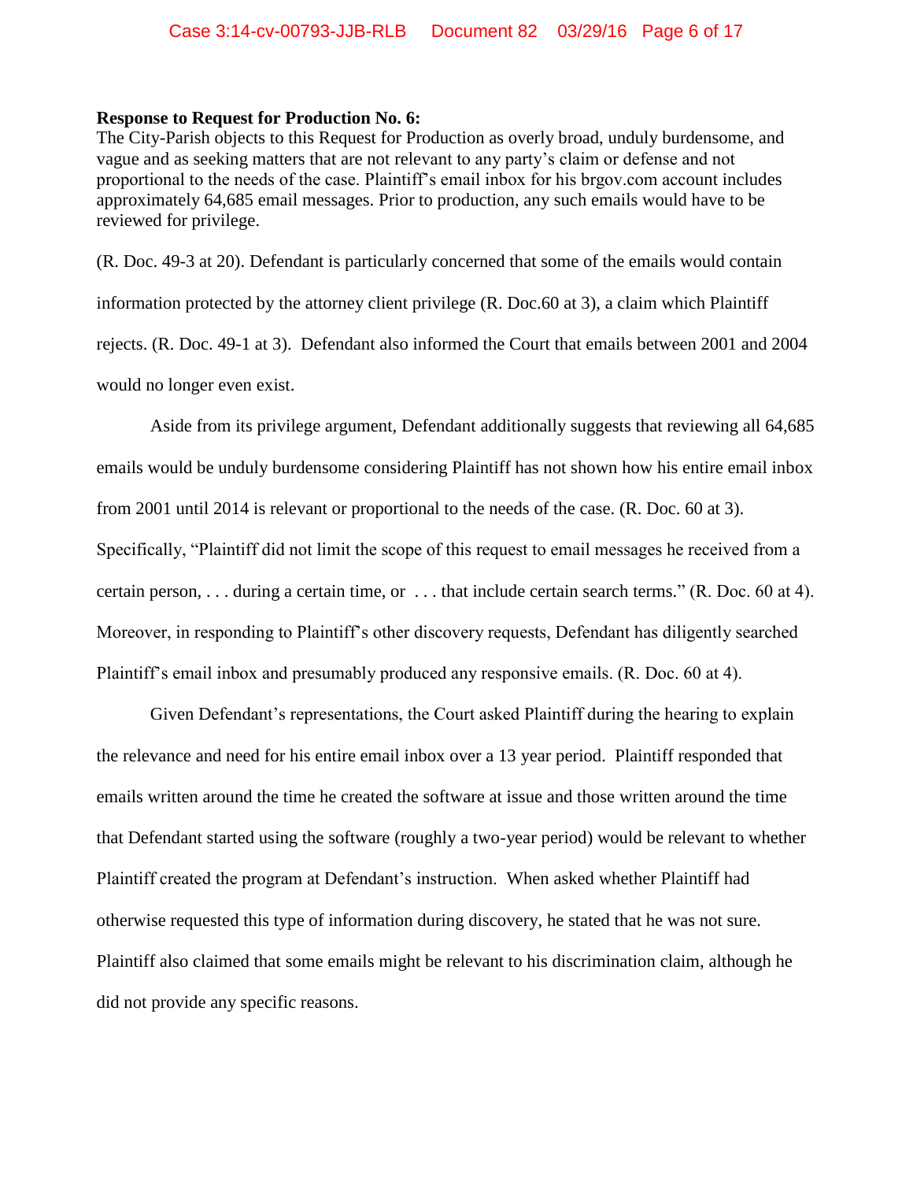**Response to Request for Production No. 6:**
The City-Parish objects to this Request for Production as overly broad, unduly burdensome, and vague and as seeking matters that are not relevant to any party's claim or defense and not proportional to the needs of the case. Plaintiff's email inbox for his brgov.com account includes approximately 64,685 email messages. Prior to production, any such emails would have to be reviewed for privilege.

(R. Doc. 49-3 at 20). Defendant is particularly concerned that some of the emails would contain information protected by the attorney client privilege (R. Doc.60 at 3), a claim which Plaintiff rejects. (R. Doc. 49-1 at 3). Defendant also informed the Court that emails between 2001 and 2004 would no longer even exist.

Aside from its privilege argument, Defendant additionally suggests that reviewing all 64,685 emails would be unduly burdensome considering Plaintiff has not shown how his entire email inbox from 2001 until 2014 is relevant or proportional to the needs of the case. (R. Doc. 60 at 3). Specifically, "Plaintiff did not limit the scope of this request to email messages he received from a certain person, . . . during a certain time, or . . . that include certain search terms." (R. Doc. 60 at 4). Moreover, in responding to Plaintiff's other discovery requests, Defendant has diligently searched Plaintiff's email inbox and presumably produced any responsive emails. (R. Doc. 60 at 4).

Given Defendant's representations, the Court asked Plaintiff during the hearing to explain the relevance and need for his entire email inbox over a 13 year period. Plaintiff responded that emails written around the time he created the software at issue and those written around the time that Defendant started using the software (roughly a two-year period) would be relevant to whether Plaintiff created the program at Defendant's instruction. When asked whether Plaintiff had otherwise requested this type of information during discovery, he stated that he was not sure. Plaintiff also claimed that some emails might be relevant to his discrimination claim, although he did not provide any specific reasons.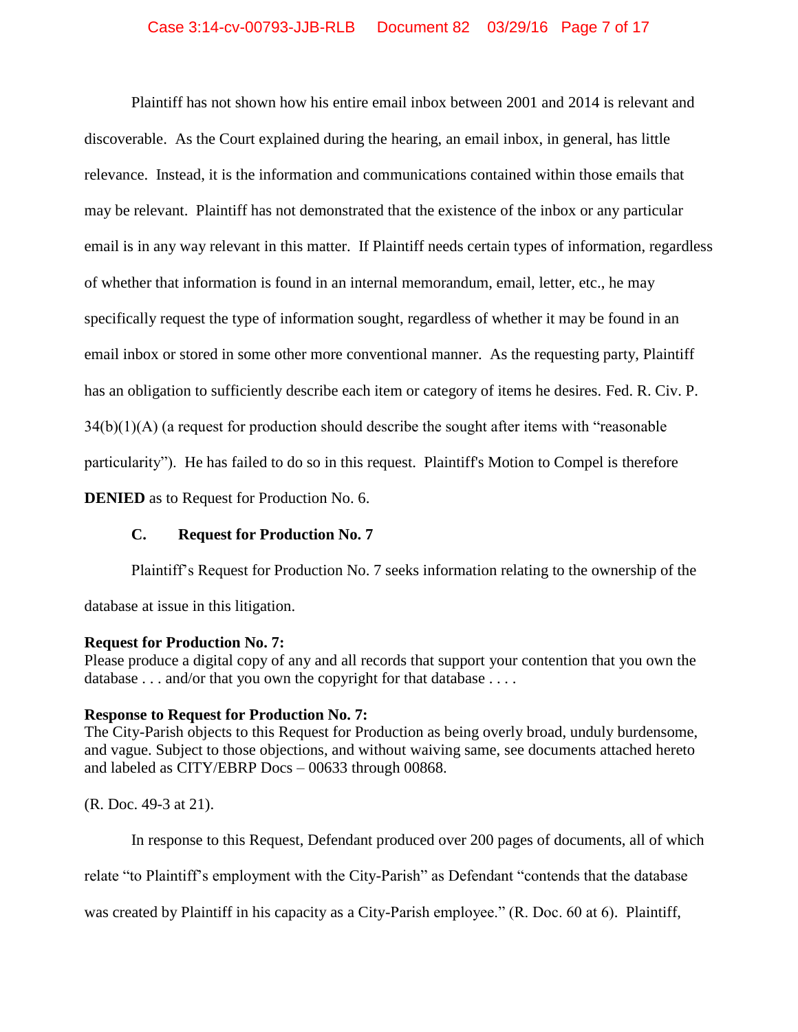Plaintiff has not shown how his entire email inbox between 2001 and 2014 is relevant and discoverable. As the Court explained during the hearing, an email inbox, in general, has little relevance. Instead, it is the information and communications contained within those emails that may be relevant. Plaintiff has not demonstrated that the existence of the inbox or any particular email is in any way relevant in this matter. If Plaintiff needs certain types of information, regardless of whether that information is found in an internal memorandum, email, letter, etc., he may specifically request the type of information sought, regardless of whether it may be found in an email inbox or stored in some other more conventional manner. As the requesting party, Plaintiff has an obligation to sufficiently describe each item or category of items he desires. Fed. R. Civ. P. 34(b)(1)(A) (a request for production should describe the sought after items with "reasonable particularity"). He has failed to do so in this request. Plaintiff's Motion to Compel is therefore **DENIED** as to Request for Production No. 6.

### C. Request for Production No. 7

Plaintiff's Request for Production No. 7 seeks information relating to the ownership of the database at issue in this litigation.

**Request for Production No. 7:**
Please produce a digital copy of any and all records that support your contention that you own the database . . . and/or that you own the copyright for that database . . . .

**Response to Request for Production No. 7:**
The City-Parish objects to this Request for Production as being overly broad, unduly burdensome, and vague. Subject to those objections, and without waiving same, see documents attached hereto and labeled as CITY/EBRP Docs – 00633 through 00868.

(R. Doc. 49-3 at 21).

In response to this Request, Defendant produced over 200 pages of documents, all of which relate "to Plaintiff's employment with the City-Parish" as Defendant "contends that the database was created by Plaintiff in his capacity as a City-Parish employee." (R. Doc. 60 at 6). Plaintiff,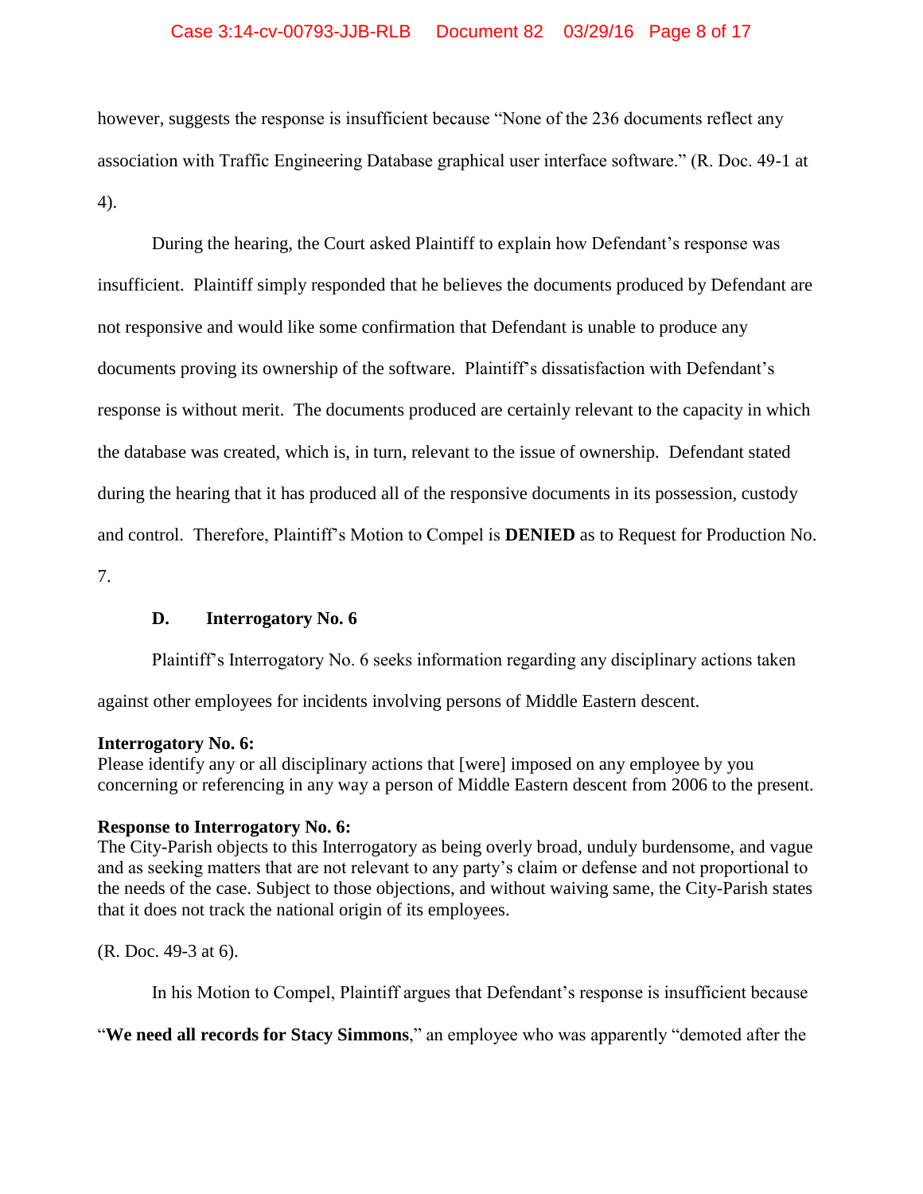however, suggests the response is insufficient because "None of the 236 documents reflect any association with Traffic Engineering Database graphical user interface software." (R. Doc. 49-1 at 4).

During the hearing, the Court asked Plaintiff to explain how Defendant's response was insufficient. Plaintiff simply responded that he believes the documents produced by Defendant are not responsive and would like some confirmation that Defendant is unable to produce any documents proving its ownership of the software. Plaintiff's dissatisfaction with Defendant's response is without merit. The documents produced are certainly relevant to the capacity in which the database was created, which is, in turn, relevant to the issue of ownership. Defendant stated during the hearing that it has produced all of the responsive documents in its possession, custody and control. Therefore, Plaintiff's Motion to Compel is **DENIED** as to Request for Production No. 7.

### D. Interrogatory No. 6

Plaintiff's Interrogatory No. 6 seeks information regarding any disciplinary actions taken against other employees for incidents involving persons of Middle Eastern descent.

**Interrogatory No. 6:**
Please identify any or all disciplinary actions that [were] imposed on any employee by you concerning or referencing in any way a person of Middle Eastern descent from 2006 to the present.

**Response to Interrogatory No. 6:**
The City-Parish objects to this Interrogatory as being overly broad, unduly burdensome, and vague and as seeking matters that are not relevant to any party's claim or defense and not proportional to the needs of the case. Subject to those objections, and without waiving same, the City-Parish states that it does not track the national origin of its employees.

(R. Doc. 49-3 at 6).

In his Motion to Compel, Plaintiff argues that Defendant's response is insufficient because "**We need all records for Stacy Simmons**," an employee who was apparently "demoted after the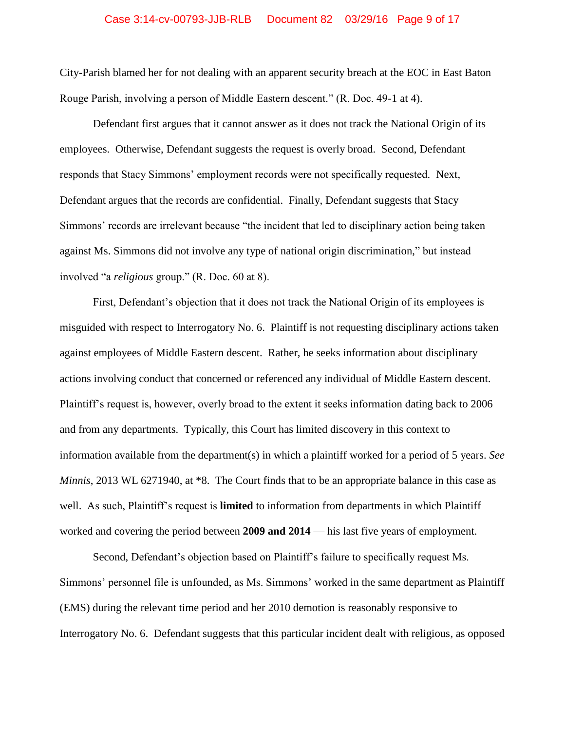City-Parish blamed her for not dealing with an apparent security breach at the EOC in East Baton Rouge Parish, involving a person of Middle Eastern descent." (R. Doc. 49-1 at 4).

Defendant first argues that it cannot answer as it does not track the National Origin of its employees. Otherwise, Defendant suggests the request is overly broad. Second, Defendant responds that Stacy Simmons' employment records were not specifically requested. Next, Defendant argues that the records are confidential. Finally, Defendant suggests that Stacy Simmons' records are irrelevant because "the incident that led to disciplinary action being taken against Ms. Simmons did not involve any type of national origin discrimination," but instead involved "a *religious* group." (R. Doc. 60 at 8).

First, Defendant's objection that it does not track the National Origin of its employees is misguided with respect to Interrogatory No. 6. Plaintiff is not requesting disciplinary actions taken against employees of Middle Eastern descent. Rather, he seeks information about disciplinary actions involving conduct that concerned or referenced any individual of Middle Eastern descent. Plaintiff's request is, however, overly broad to the extent it seeks information dating back to 2006 and from any departments. Typically, this Court has limited discovery in this context to information available from the department(s) in which a plaintiff worked for a period of 5 years. *See Minnis*, 2013 WL 6271940, at *8. The Court finds that to be an appropriate balance in this case as well. As such, Plaintiff's request is **limited** to information from departments in which Plaintiff worked and covering the period between **2009 and 2014** — his last five years of employment.

Second, Defendant's objection based on Plaintiff's failure to specifically request Ms. Simmons' personnel file is unfounded, as Ms. Simmons' worked in the same department as Plaintiff (EMS) during the relevant time period and her 2010 demotion is reasonably responsive to Interrogatory No. 6. Defendant suggests that this particular incident dealt with religious, as opposed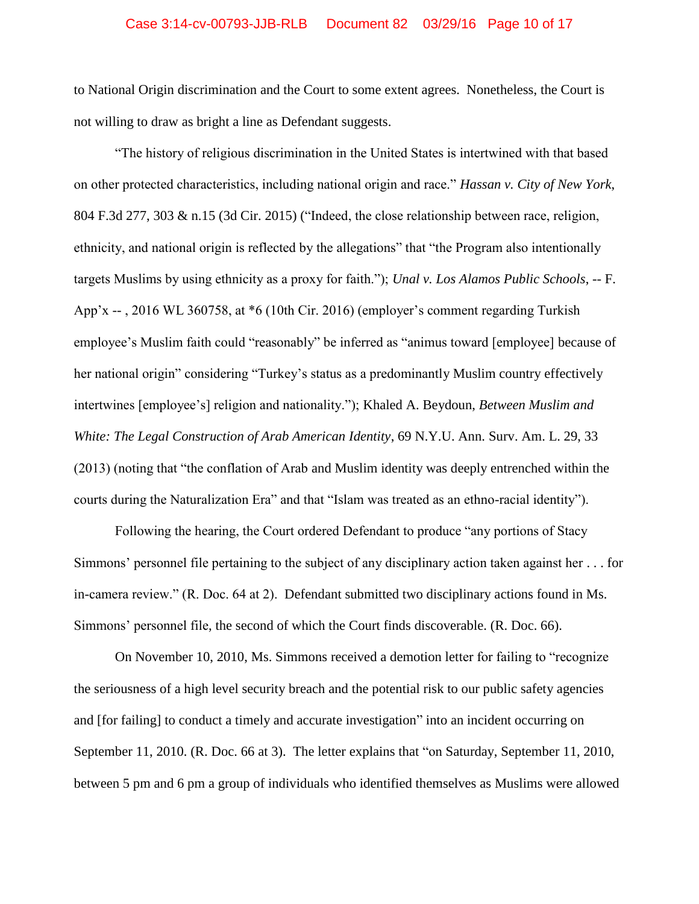to National Origin discrimination and the Court to some extent agrees. Nonetheless, the Court is not willing to draw as bright a line as Defendant suggests.

"The history of religious discrimination in the United States is intertwined with that based on other protected characteristics, including national origin and race." *Hassan v. City of New York*, 804 F.3d 277, 303 & n.15 (3d Cir. 2015) ("Indeed, the close relationship between race, religion, ethnicity, and national origin is reflected by the allegations" that "the Program also intentionally targets Muslims by using ethnicity as a proxy for faith."); *Unal v. Los Alamos Public Schools*, -- F. App'x -- , 2016 WL 360758, at *6 (10th Cir. 2016) (employer's comment regarding Turkish employee's Muslim faith could "reasonably" be inferred as "animus toward [employee] because of her national origin" considering "Turkey's status as a predominantly Muslim country effectively intertwines [employee's] religion and nationality."); Khaled A. Beydoun, *Between Muslim and White: The Legal Construction of Arab American Identity*, 69 N.Y.U. Ann. Surv. Am. L. 29, 33 (2013) (noting that "the conflation of Arab and Muslim identity was deeply entrenched within the courts during the Naturalization Era" and that "Islam was treated as an ethno-racial identity").

Following the hearing, the Court ordered Defendant to produce "any portions of Stacy Simmons' personnel file pertaining to the subject of any disciplinary action taken against her . . . for in-camera review." (R. Doc. 64 at 2). Defendant submitted two disciplinary actions found in Ms. Simmons' personnel file, the second of which the Court finds discoverable. (R. Doc. 66).

On November 10, 2010, Ms. Simmons received a demotion letter for failing to "recognize the seriousness of a high level security breach and the potential risk to our public safety agencies and [for failing] to conduct a timely and accurate investigation" into an incident occurring on September 11, 2010. (R. Doc. 66 at 3). The letter explains that "on Saturday, September 11, 2010, between 5 pm and 6 pm a group of individuals who identified themselves as Muslims were allowed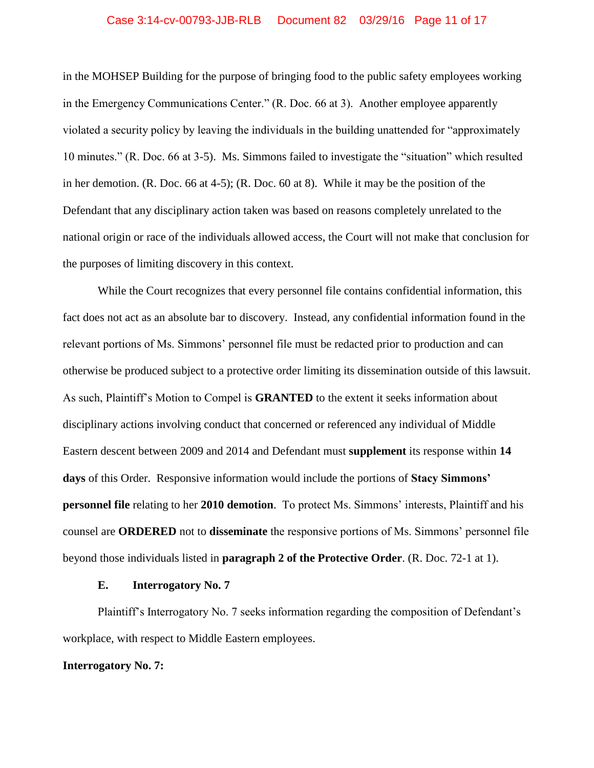in the MOHSEP Building for the purpose of bringing food to the public safety employees working in the Emergency Communications Center." (R. Doc. 66 at 3). Another employee apparently violated a security policy by leaving the individuals in the building unattended for "approximately 10 minutes." (R. Doc. 66 at 3-5). Ms. Simmons failed to investigate the "situation" which resulted in her demotion. (R. Doc. 66 at 4-5); (R. Doc. 60 at 8). While it may be the position of the Defendant that any disciplinary action taken was based on reasons completely unrelated to the national origin or race of the individuals allowed access, the Court will not make that conclusion for the purposes of limiting discovery in this context.

While the Court recognizes that every personnel file contains confidential information, this fact does not act as an absolute bar to discovery. Instead, any confidential information found in the relevant portions of Ms. Simmons' personnel file must be redacted prior to production and can otherwise be produced subject to a protective order limiting its dissemination outside of this lawsuit. As such, Plaintiff's Motion to Compel is **GRANTED** to the extent it seeks information about disciplinary actions involving conduct that concerned or referenced any individual of Middle Eastern descent between 2009 and 2014 and Defendant must **supplement** its response within **14 days** of this Order. Responsive information would include the portions of **Stacy Simmons' personnel file** relating to her **2010 demotion**. To protect Ms. Simmons' interests, Plaintiff and his counsel are **ORDERED** not to **disseminate** the responsive portions of Ms. Simmons' personnel file beyond those individuals listed in **paragraph 2 of the Protective Order**. (R. Doc. 72-1 at 1).

### E. Interrogatory No. 7

Plaintiff's Interrogatory No. 7 seeks information regarding the composition of Defendant's workplace, with respect to Middle Eastern employees.

**Interrogatory No. 7:**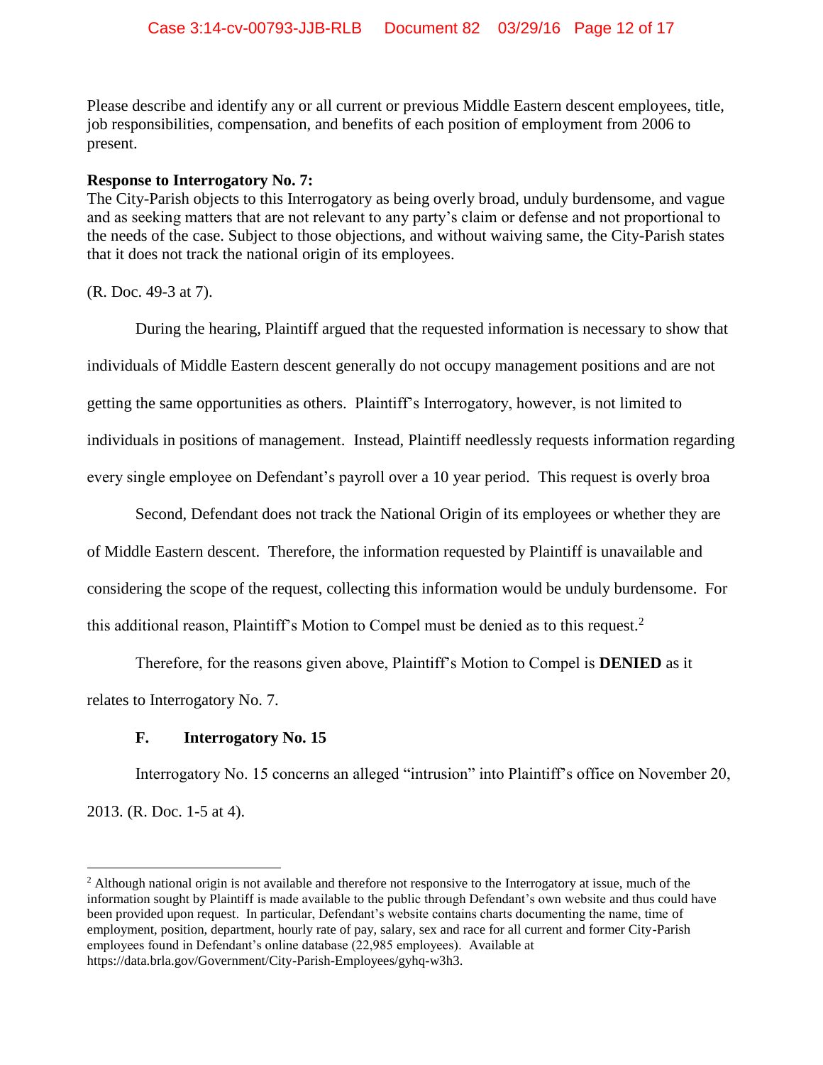Please describe and identify any or all current or previous Middle Eastern descent employees, title, job responsibilities, compensation, and benefits of each position of employment from 2006 to present.

**Response to Interrogatory No. 7:**
The City-Parish objects to this Interrogatory as being overly broad, unduly burdensome, and vague and as seeking matters that are not relevant to any party's claim or defense and not proportional to the needs of the case. Subject to those objections, and without waiving same, the City-Parish states that it does not track the national origin of its employees.

(R. Doc. 49-3 at 7).

During the hearing, Plaintiff argued that the requested information is necessary to show that individuals of Middle Eastern descent generally do not occupy management positions and are not getting the same opportunities as others. Plaintiff's Interrogatory, however, is not limited to individuals in positions of management. Instead, Plaintiff needlessly requests information regarding every single employee on Defendant's payroll over a 10 year period. This request is overly broa

Second, Defendant does not track the National Origin of its employees or whether they are of Middle Eastern descent. Therefore, the information requested by Plaintiff is unavailable and considering the scope of the request, collecting this information would be unduly burdensome. For this additional reason, Plaintiff's Motion to Compel must be denied as to this request.[2]

Therefore, for the reasons given above, Plaintiff's Motion to Compel is **DENIED** as it relates to Interrogatory No. 7.

### F. Interrogatory No. 15

Interrogatory No. 15 concerns an alleged "intrusion" into Plaintiff's office on November 20, 2013. (R. Doc. 1-5 at 4).

---

[2] Although national origin is not available and therefore not responsive to the Interrogatory at issue, much of the information sought by Plaintiff is made available to the public through Defendant's own website and thus could have been provided upon request. In particular, Defendant's website contains charts documenting the name, time of employment, position, department, hourly rate of pay, salary, sex and race for all current and former City-Parish employees found in Defendant's online database (22,985 employees). Available at https://data.brla.gov/Government/City-Parish-Employees/gyhq-w3h3.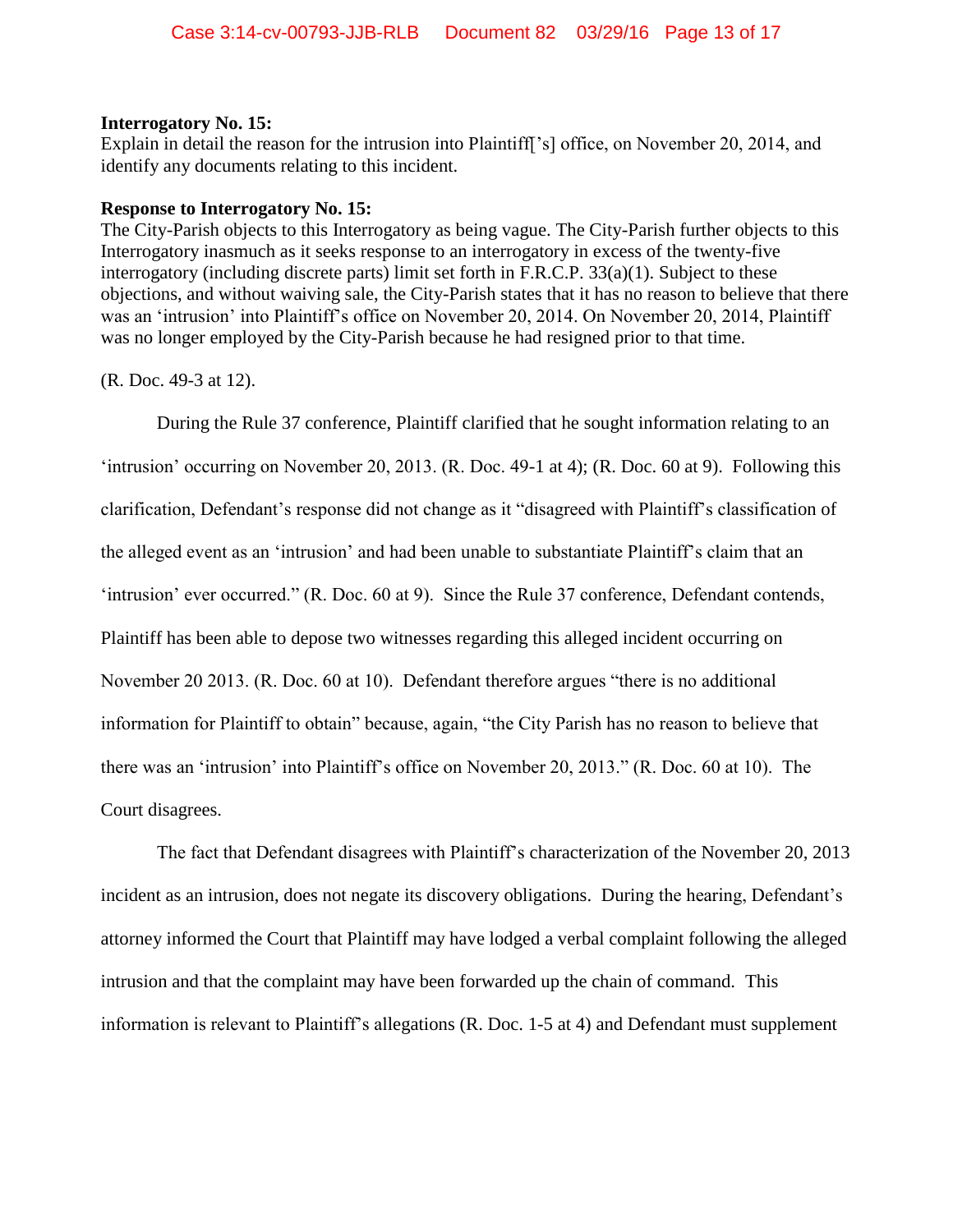**Interrogatory No. 15:**
Explain in detail the reason for the intrusion into Plaintiff['s] office, on November 20, 2014, and identify any documents relating to this incident.

**Response to Interrogatory No. 15:**
The City-Parish objects to this Interrogatory as being vague. The City-Parish further objects to this Interrogatory inasmuch as it seeks response to an interrogatory in excess of the twenty-five interrogatory (including discrete parts) limit set forth in F.R.C.P. 33(a)(1). Subject to these objections, and without waiving sale, the City-Parish states that it has no reason to believe that there was an 'intrusion' into Plaintiff's office on November 20, 2014. On November 20, 2014, Plaintiff was no longer employed by the City-Parish because he had resigned prior to that time.

(R. Doc. 49-3 at 12).

During the Rule 37 conference, Plaintiff clarified that he sought information relating to an 'intrusion' occurring on November 20, 2013. (R. Doc. 49-1 at 4); (R. Doc. 60 at 9). Following this clarification, Defendant's response did not change as it "disagreed with Plaintiff's classification of the alleged event as an 'intrusion' and had been unable to substantiate Plaintiff's claim that an 'intrusion' ever occurred." (R. Doc. 60 at 9). Since the Rule 37 conference, Defendant contends, Plaintiff has been able to depose two witnesses regarding this alleged incident occurring on November 20 2013. (R. Doc. 60 at 10). Defendant therefore argues "there is no additional information for Plaintiff to obtain" because, again, "the City Parish has no reason to believe that there was an 'intrusion' into Plaintiff's office on November 20, 2013." (R. Doc. 60 at 10). The Court disagrees.

The fact that Defendant disagrees with Plaintiff's characterization of the November 20, 2013 incident as an intrusion, does not negate its discovery obligations. During the hearing, Defendant's attorney informed the Court that Plaintiff may have lodged a verbal complaint following the alleged intrusion and that the complaint may have been forwarded up the chain of command. This information is relevant to Plaintiff's allegations (R. Doc. 1-5 at 4) and Defendant must supplement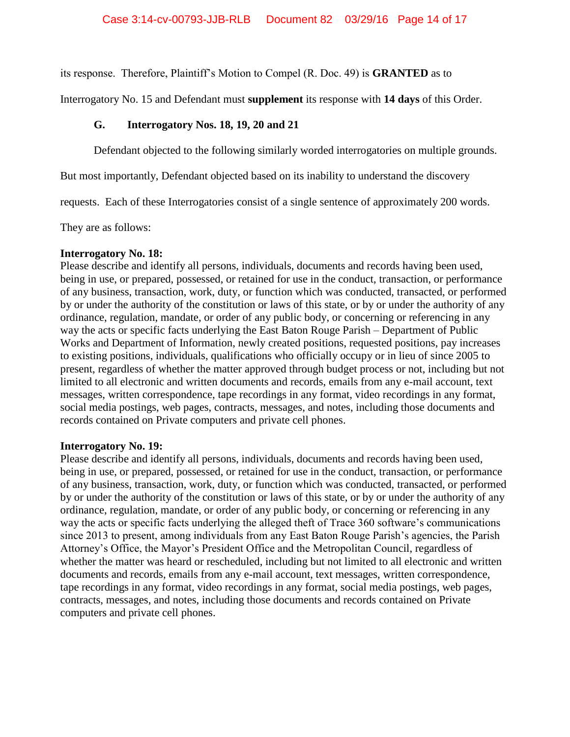its response. Therefore, Plaintiff's Motion to Compel (R. Doc. 49) is **GRANTED** as to Interrogatory No. 15 and Defendant must **supplement** its response with **14 days** of this Order.

### G. Interrogatory Nos. 18, 19, 20 and 21

Defendant objected to the following similarly worded interrogatories on multiple grounds. But most importantly, Defendant objected based on its inability to understand the discovery requests. Each of these Interrogatories consist of a single sentence of approximately 200 words. They are as follows:

**Interrogatory No. 18:**
Please describe and identify all persons, individuals, documents and records having been used, being in use, or prepared, possessed, or retained for use in the conduct, transaction, or performance of any business, transaction, work, duty, or function which was conducted, transacted, or performed by or under the authority of the constitution or laws of this state, or by or under the authority of any ordinance, regulation, mandate, or order of any public body, or concerning or referencing in any way the acts or specific facts underlying the East Baton Rouge Parish – Department of Public Works and Department of Information, newly created positions, requested positions, pay increases to existing positions, individuals, qualifications who officially occupy or in lieu of since 2005 to present, regardless of whether the matter approved through budget process or not, including but not limited to all electronic and written documents and records, emails from any e-mail account, text messages, written correspondence, tape recordings in any format, video recordings in any format, social media postings, web pages, contracts, messages, and notes, including those documents and records contained on Private computers and private cell phones.

**Interrogatory No. 19:**
Please describe and identify all persons, individuals, documents and records having been used, being in use, or prepared, possessed, or retained for use in the conduct, transaction, or performance of any business, transaction, work, duty, or function which was conducted, transacted, or performed by or under the authority of the constitution or laws of this state, or by or under the authority of any ordinance, regulation, mandate, or order of any public body, or concerning or referencing in any way the acts or specific facts underlying the alleged theft of Trace 360 software's communications since 2013 to present, among individuals from any East Baton Rouge Parish's agencies, the Parish Attorney's Office, the Mayor's President Office and the Metropolitan Council, regardless of whether the matter was heard or rescheduled, including but not limited to all electronic and written documents and records, emails from any e-mail account, text messages, written correspondence, tape recordings in any format, video recordings in any format, social media postings, web pages, contracts, messages, and notes, including those documents and records contained on Private computers and private cell phones.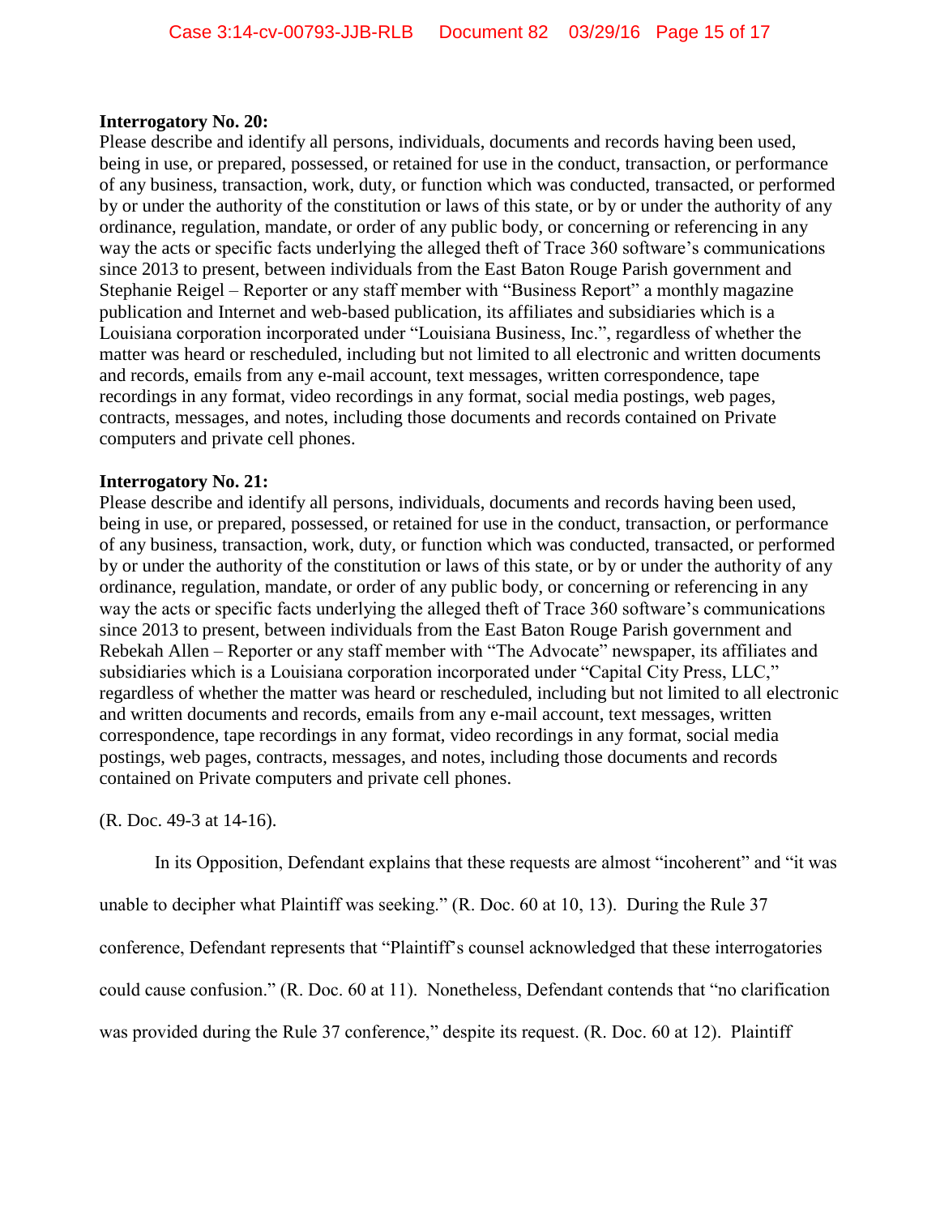**Interrogatory No. 20:**
Please describe and identify all persons, individuals, documents and records having been used, being in use, or prepared, possessed, or retained for use in the conduct, transaction, or performance of any business, transaction, work, duty, or function which was conducted, transacted, or performed by or under the authority of the constitution or laws of this state, or by or under the authority of any ordinance, regulation, mandate, or order of any public body, or concerning or referencing in any way the acts or specific facts underlying the alleged theft of Trace 360 software's communications since 2013 to present, between individuals from the East Baton Rouge Parish government and Stephanie Reigel – Reporter or any staff member with "Business Report" a monthly magazine publication and Internet and web-based publication, its affiliates and subsidiaries which is a Louisiana corporation incorporated under "Louisiana Business, Inc.", regardless of whether the matter was heard or rescheduled, including but not limited to all electronic and written documents and records, emails from any e-mail account, text messages, written correspondence, tape recordings in any format, video recordings in any format, social media postings, web pages, contracts, messages, and notes, including those documents and records contained on Private computers and private cell phones.

**Interrogatory No. 21:**
Please describe and identify all persons, individuals, documents and records having been used, being in use, or prepared, possessed, or retained for use in the conduct, transaction, or performance of any business, transaction, work, duty, or function which was conducted, transacted, or performed by or under the authority of the constitution or laws of this state, or by or under the authority of any ordinance, regulation, mandate, or order of any public body, or concerning or referencing in any way the acts or specific facts underlying the alleged theft of Trace 360 software's communications since 2013 to present, between individuals from the East Baton Rouge Parish government and Rebekah Allen – Reporter or any staff member with "The Advocate" newspaper, its affiliates and subsidiaries which is a Louisiana corporation incorporated under "Capital City Press, LLC," regardless of whether the matter was heard or rescheduled, including but not limited to all electronic and written documents and records, emails from any e-mail account, text messages, written correspondence, tape recordings in any format, video recordings in any format, social media postings, web pages, contracts, messages, and notes, including those documents and records contained on Private computers and private cell phones.

(R. Doc. 49-3 at 14-16).

In its Opposition, Defendant explains that these requests are almost "incoherent" and "it was unable to decipher what Plaintiff was seeking." (R. Doc. 60 at 10, 13). During the Rule 37 conference, Defendant represents that "Plaintiff's counsel acknowledged that these interrogatories could cause confusion." (R. Doc. 60 at 11). Nonetheless, Defendant contends that "no clarification was provided during the Rule 37 conference," despite its request. (R. Doc. 60 at 12). Plaintiff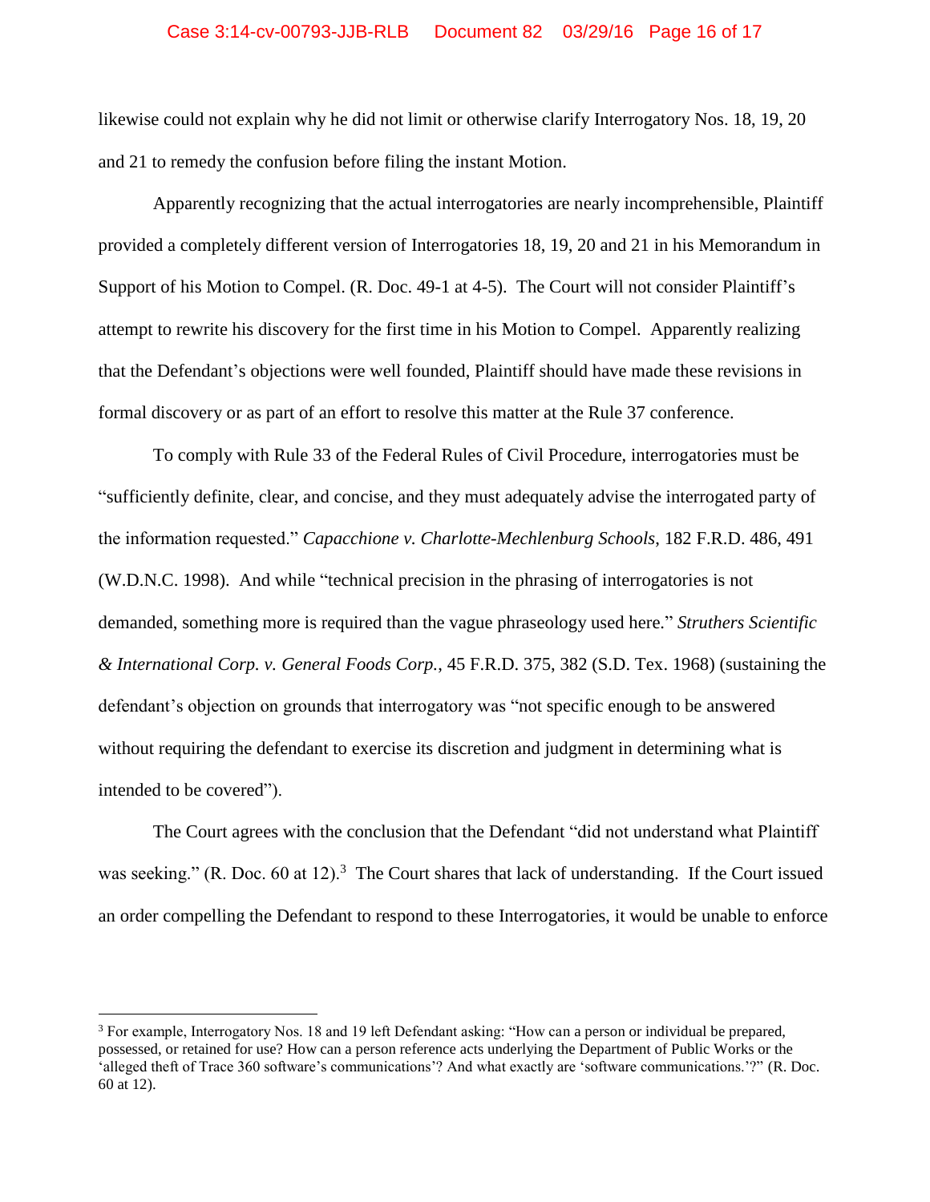likewise could not explain why he did not limit or otherwise clarify Interrogatory Nos. 18, 19, 20 and 21 to remedy the confusion before filing the instant Motion.

Apparently recognizing that the actual interrogatories are nearly incomprehensible, Plaintiff provided a completely different version of Interrogatories 18, 19, 20 and 21 in his Memorandum in Support of his Motion to Compel. (R. Doc. 49-1 at 4-5). The Court will not consider Plaintiff's attempt to rewrite his discovery for the first time in his Motion to Compel. Apparently realizing that the Defendant's objections were well founded, Plaintiff should have made these revisions in formal discovery or as part of an effort to resolve this matter at the Rule 37 conference.

To comply with Rule 33 of the Federal Rules of Civil Procedure, interrogatories must be "sufficiently definite, clear, and concise, and they must adequately advise the interrogated party of the information requested." *Capacchione v. Charlotte-Mechlenburg Schools*, 182 F.R.D. 486, 491 (W.D.N.C. 1998). And while "technical precision in the phrasing of interrogatories is not demanded, something more is required than the vague phraseology used here." *Struthers Scientific & International Corp. v. General Foods Corp.*, 45 F.R.D. 375, 382 (S.D. Tex. 1968) (sustaining the defendant's objection on grounds that interrogatory was "not specific enough to be answered without requiring the defendant to exercise its discretion and judgment in determining what is intended to be covered").

The Court agrees with the conclusion that the Defendant "did not understand what Plaintiff was seeking." (R. Doc. 60 at 12).[3] The Court shares that lack of understanding. If the Court issued an order compelling the Defendant to respond to these Interrogatories, it would be unable to enforce

[3] For example, Interrogatory Nos. 18 and 19 left Defendant asking: "How can a person or individual be prepared, possessed, or retained for use? How can a person reference acts underlying the Department of Public Works or the 'alleged theft of Trace 360 software's communications'? And what exactly are 'software communications.'?" (R. Doc. 60 at 12).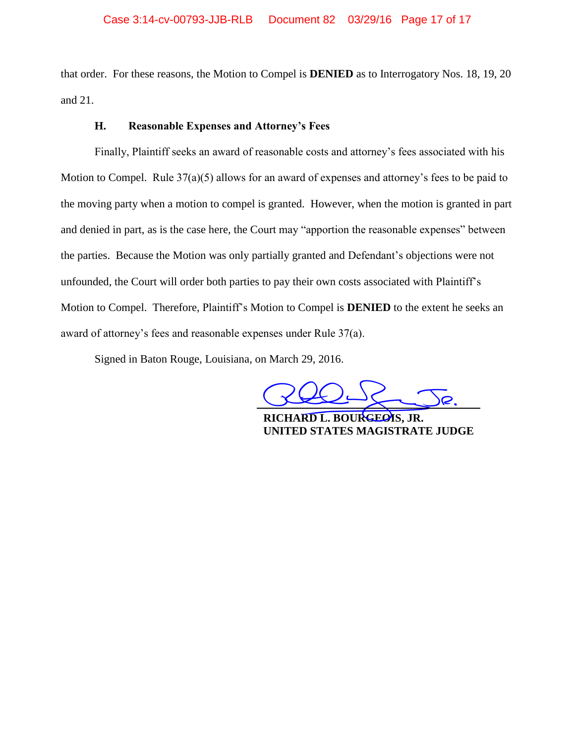that order. For these reasons, the Motion to Compel is **DENIED** as to Interrogatory Nos. 18, 19, 20 and 21.

### H. Reasonable Expenses and Attorney's Fees

Finally, Plaintiff seeks an award of reasonable costs and attorney's fees associated with his Motion to Compel. Rule 37(a)(5) allows for an award of expenses and attorney's fees to be paid to the moving party when a motion to compel is granted. However, when the motion is granted in part and denied in part, as is the case here, the Court may "apportion the reasonable expenses" between the parties. Because the Motion was only partially granted and Defendant's objections were not unfounded, the Court will order both parties to pay their own costs associated with Plaintiff's Motion to Compel. Therefore, Plaintiff's Motion to Compel is **DENIED** to the extent he seeks an award of attorney's fees and reasonable expenses under Rule 37(a).

Signed in Baton Rouge, Louisiana, on March 29, 2016.

**RICHARD L. BOURGEOIS, JR.**
**UNITED STATES MAGISTRATE JUDGE**